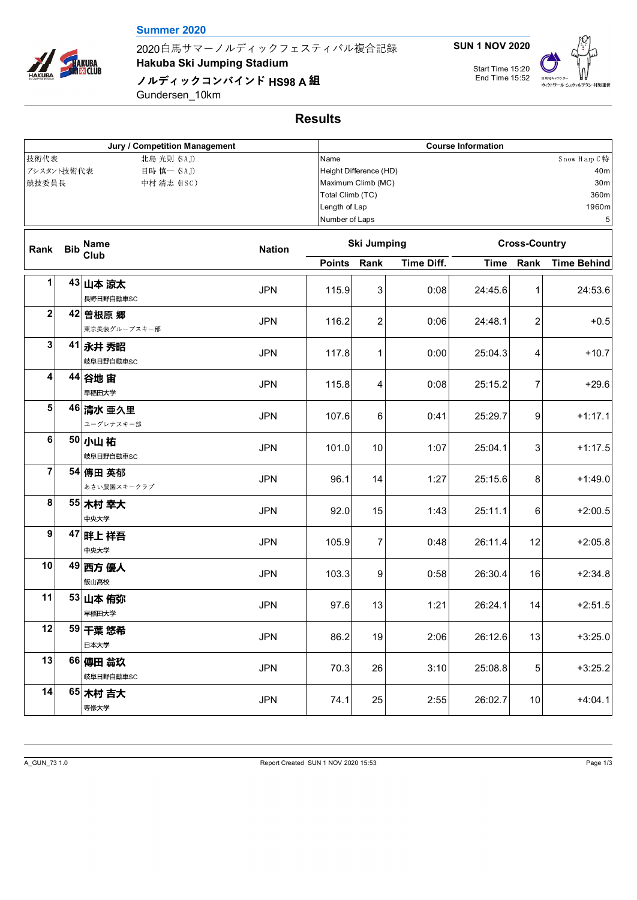**Summer 2020**

2020白馬サマーノルディックフェスティバル複合記録

**Hakuba Ski Jumping Stadium**

**ノルディックコンバインド HS98 A 組**

Gundersen_10km

**SUN 1 NOV 2020**

Start Time 15:20
End Time 15:52

## Results

| Jury / Competition Management | |
|---|---|
| 技術代表 | 北島 光則 (SAJ) |
| アシスタント技術代表 | 日時 慎一 (SAJ) |
| 競技委員長 | 中村 清志 (HSC) |

| Course Information | |
|---|---|
| Name | Snow Harp C特 |
| Height Difference (HD) | 40m |
| Maximum Climb (MC) | 30m |
| Total Climb (TC) | 360m |
| Length of Lap | 1960m |
| Number of Laps | 5 |

| Rank | Bib | Name / Club | Nation | Ski Jumping Points | Ski Jumping Rank | Time Diff. | Cross-Country Time | Cross-Country Rank | Time Behind |
|---|---|---|---|---|---|---|---|---|---|
| 1 | 43 | **山本 涼太** 長野日野自動車SC | JPN | 115.9 | 3 | 0:08 | 24:45.6 | 1 | 24:53.6 |
| 2 | 42 | **曽根原 郷** 東京美装グループスキー部 | JPN | 116.2 | 2 | 0:06 | 24:48.1 | 2 | +0.5 |
| 3 | 41 | **永井 秀昭** 岐阜日野自動車SC | JPN | 117.8 | 1 | 0:00 | 25:04.3 | 4 | +10.7 |
| 4 | 44 | **谷地 宙** 早稲田大学 | JPN | 115.8 | 4 | 0:08 | 25:15.2 | 7 | +29.6 |
| 5 | 46 | **清水 亜久里** ユーグレナスキー部 | JPN | 107.6 | 6 | 0:41 | 25:29.7 | 9 | +1:17.1 |
| 6 | 50 | **小山 祐** 岐阜日野自動車SC | JPN | 101.0 | 10 | 1:07 | 25:04.1 | 3 | +1:17.5 |
| 7 | 54 | **傳田 英郁** あさい農園スキークラブ | JPN | 96.1 | 14 | 1:27 | 25:15.6 | 8 | +1:49.0 |
| 8 | 55 | **木村 幸大** 中央大学 | JPN | 92.0 | 15 | 1:43 | 25:11.1 | 6 | +2:00.5 |
| 9 | 47 | **畔上 祥吾** 中央大学 | JPN | 105.9 | 7 | 0:48 | 26:11.4 | 12 | +2:05.8 |
| 10 | 49 | **西方 優人** 飯山高校 | JPN | 103.3 | 9 | 0:58 | 26:30.4 | 16 | +2:34.8 |
| 11 | 53 | **山本 侑弥** 早稲田大学 | JPN | 97.6 | 13 | 1:21 | 26:24.1 | 14 | +2:51.5 |
| 12 | 59 | **千葉 悠希** 日本大学 | JPN | 86.2 | 19 | 2:06 | 26:12.6 | 13 | +3:25.0 |
| 13 | 66 | **傳田 翁玖** 岐阜日野自動車SC | JPN | 70.3 | 26 | 3:10 | 25:08.8 | 5 | +3:25.2 |
| 14 | 65 | **木村 吉大** 専修大学 | JPN | 74.1 | 25 | 2:55 | 26:02.7 | 10 | +4:04.1 |

A_GUN_73 1.0    Report Created SUN 1 NOV 2020 15:53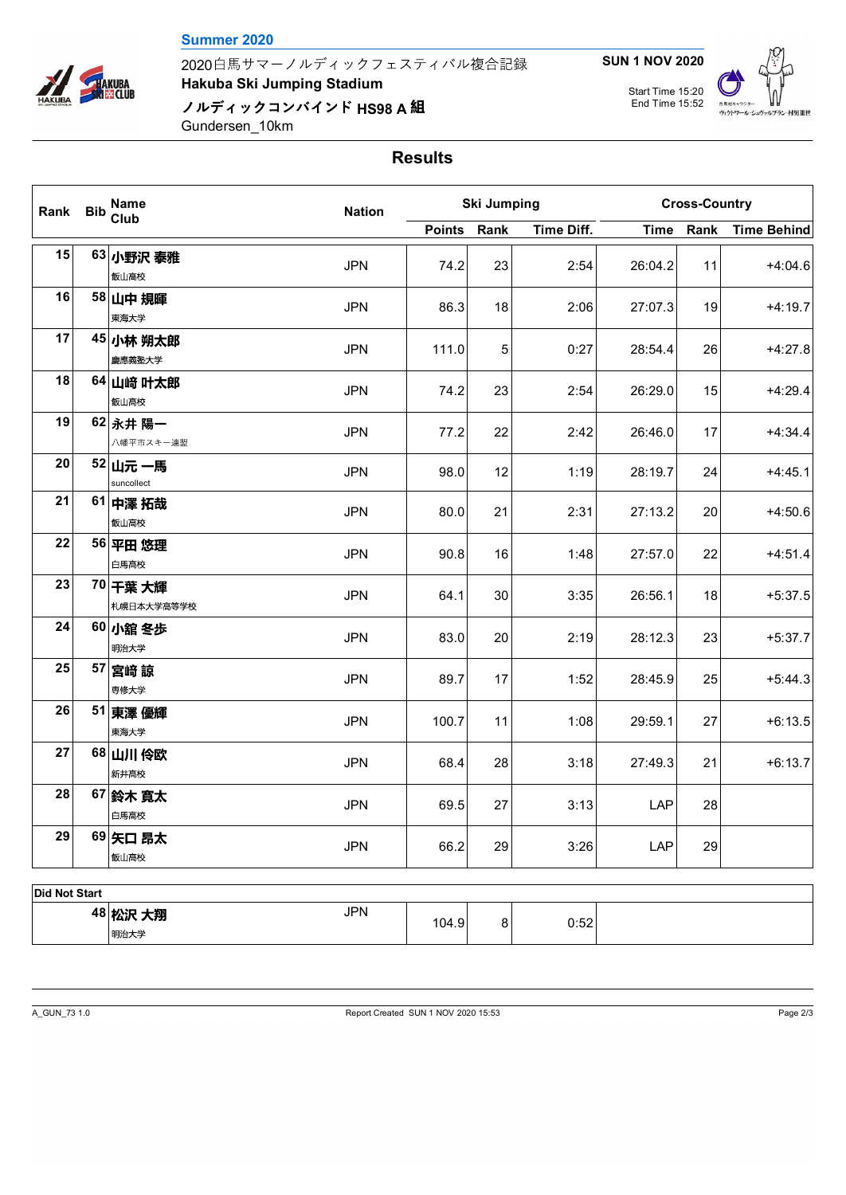**Summer 2020**

2020白馬サマーノルディックフェスティバル複合記録

**Hakuba Ski Jumping Stadium**

**ノルディックコンバインド HS98 A 組**

Gundersen_10km

**SUN 1 NOV 2020**

Start Time 15:20
End Time 15:52

## Results

| Rank | Bib | Name / Club | Nation | Ski Jumping | | | Cross-Country | | |
|---|---|---|---|---|---|---|---|---|---|
| | | | | Points | Rank | Time Diff. | Time | Rank | Time Behind |
| 15 | 63 | **小野沢 泰雅** 飯山高校 | JPN | 74.2 | 23 | 2:54 | 26:04.2 | 11 | +4:04.6 |
| 16 | 58 | **山中 規暉** 東海大学 | JPN | 86.3 | 18 | 2:06 | 27:07.3 | 19 | +4:19.7 |
| 17 | 45 | **小林 朔太郎** 慶應義塾大学 | JPN | 111.0 | 5 | 0:27 | 28:54.4 | 26 | +4:27.8 |
| 18 | 64 | **山﨑 叶太郎** 飯山高校 | JPN | 74.2 | 23 | 2:54 | 26:29.0 | 15 | +4:29.4 |
| 19 | 62 | **永井 陽一** 八幡平市スキー連盟 | JPN | 77.2 | 22 | 2:42 | 26:46.0 | 17 | +4:34.4 |
| 20 | 52 | **山元 一馬** suncollect | JPN | 98.0 | 12 | 1:19 | 28:19.7 | 24 | +4:45.1 |
| 21 | 61 | **中澤 拓哉** 飯山高校 | JPN | 80.0 | 21 | 2:31 | 27:13.2 | 20 | +4:50.6 |
| 22 | 56 | **平田 悠理** 白馬高校 | JPN | 90.8 | 16 | 1:48 | 27:57.0 | 22 | +4:51.4 |
| 23 | 70 | **千葉 大輝** 札幌日本大学高等学校 | JPN | 64.1 | 30 | 3:35 | 26:56.1 | 18 | +5:37.5 |
| 24 | 60 | **小舘 冬歩** 明治大学 | JPN | 83.0 | 20 | 2:19 | 28:12.3 | 23 | +5:37.7 |
| 25 | 57 | **宮﨑 諒** 専修大学 | JPN | 89.7 | 17 | 1:52 | 28:45.9 | 25 | +5:44.3 |
| 26 | 51 | **東澤 優輝** 東海大学 | JPN | 100.7 | 11 | 1:08 | 29:59.1 | 27 | +6:13.5 |
| 27 | 68 | **山川 伶欧** 新井高校 | JPN | 68.4 | 28 | 3:18 | 27:49.3 | 21 | +6:13.7 |
| 28 | 67 | **鈴木 寛太** 白馬高校 | JPN | 69.5 | 27 | 3:13 | LAP | 28 | |
| 29 | 69 | **矢口 昂太** 飯山高校 | JPN | 66.2 | 29 | 3:26 | LAP | 29 | |

**Did Not Start**

| Rank | Bib | Name / Club | Nation | Points | Rank | Time Diff. | Time | Rank | Time Behind |
|---|---|---|---|---|---|---|---|---|---|
| | 48 | **松沢 大翔** 明治大学 | JPN | 104.9 | 8 | 0:52 | | | |

A_GUN_73 1.0 Report Created SUN 1 NOV 2020 15:53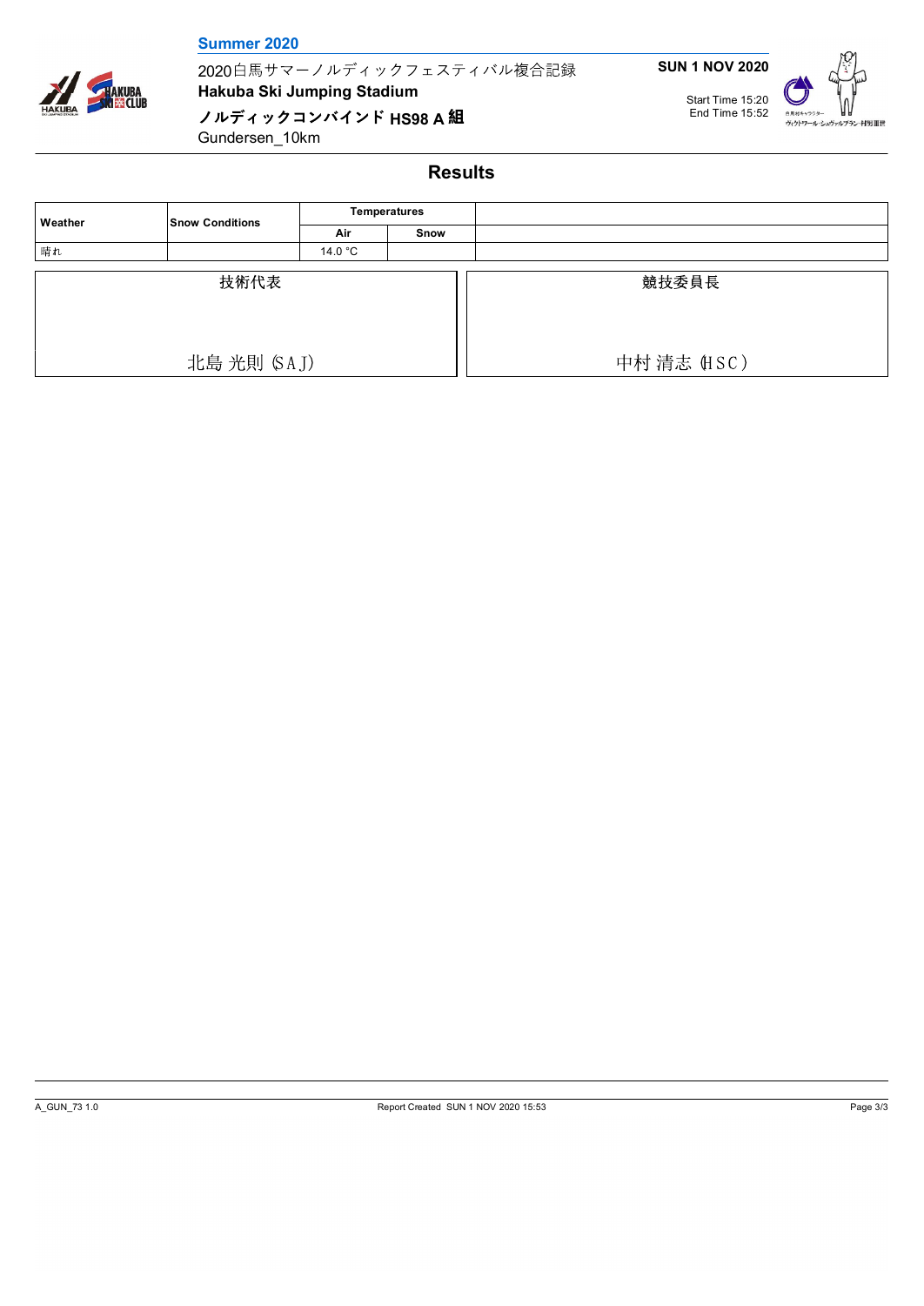Summer 2020

2020白馬サマーノルディックフェスティバル複合記録

**Hakuba Ski Jumping Stadium**

**ノルディックコンバインド HS98 A 組**

Gundersen_10km

**SUN 1 NOV 2020**

Start Time 15:20
End Time 15:52

## Results

| Weather | Snow Conditions | Temperatures | | |
|---|---|---|---|---|
| | | Air | Snow | |
| 晴れ | | 14.0 °C | | |

| 技術代表 | 競技委員長 |
|---|---|
| 北島 光則 (SAJ) | 中村 清志 (HSC) |

A_GUN_73 1.0 Report Created SUN 1 NOV 2020 15:53